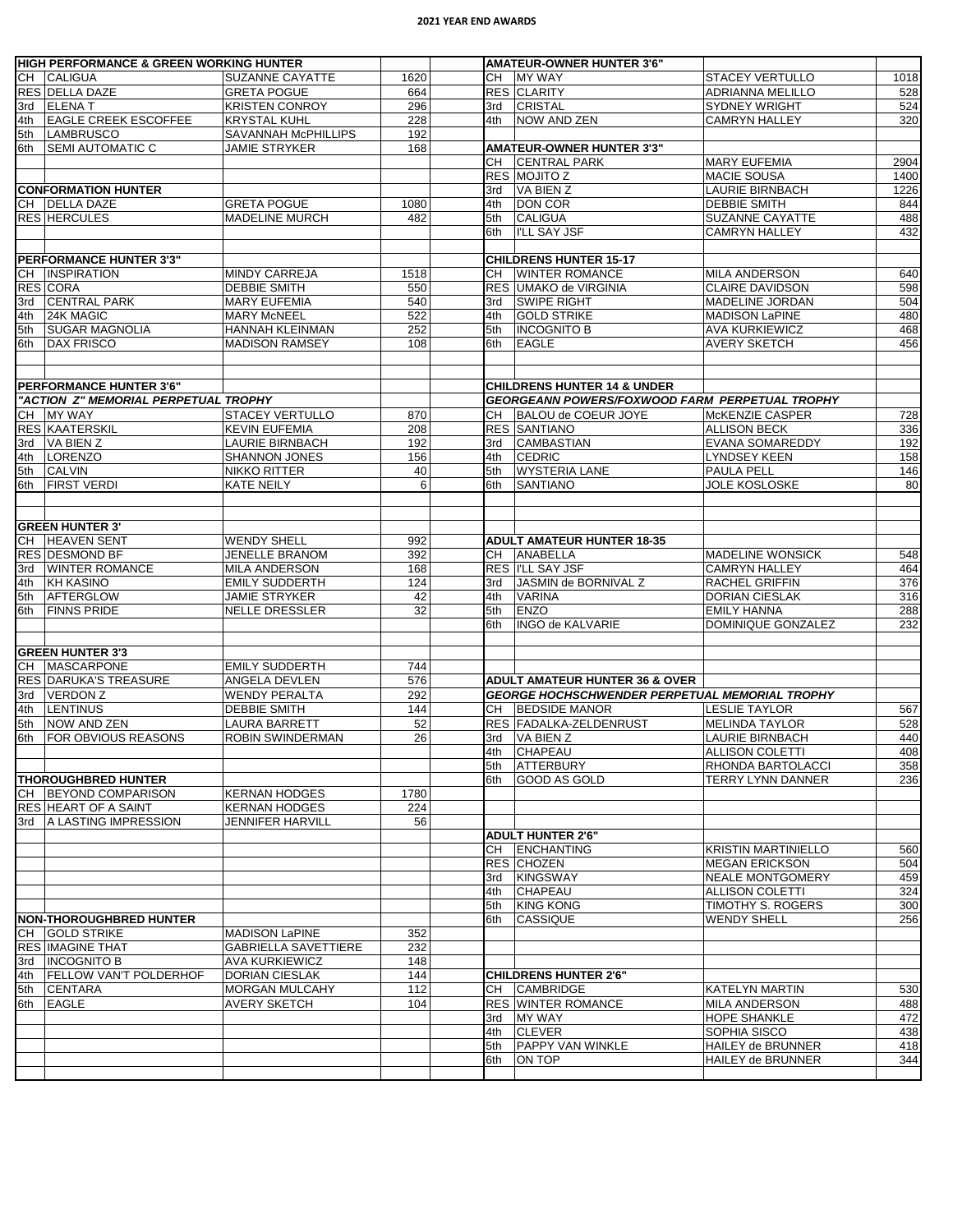# 2021 YEAR END AWARDS

## HIGH PERFORMANCE & GREEN WORKING HUNTER

| Place | Horse | Rider | Points |
|---|---|---|---|
| CH | CALIGUA | SUZANNE CAYATTE | 1620 |
| RES | DELLA DAZE | GRETA POGUE | 664 |
| 3rd | ELENA T | KRISTEN CONROY | 296 |
| 4th | EAGLE CREEK ESCOFFEE | KRYSTAL KUHL | 228 |
| 5th | LAMBRUSCO | SAVANNAH McPHILLIPS | 192 |
| 6th | SEMI AUTOMATIC C | JAMIE STRYKER | 168 |

## CONFORMATION HUNTER

| Place | Horse | Rider | Points |
|---|---|---|---|
| CH | DELLA DAZE | GRETA POGUE | 1080 |
| RES | HERCULES | MADELINE MURCH | 482 |

## PERFORMANCE HUNTER 3'3"

| Place | Horse | Rider | Points |
|---|---|---|---|
| CH | INSPIRATION | MINDY CARREJA | 1518 |
| RES | CORA | DEBBIE SMITH | 550 |
| 3rd | CENTRAL PARK | MARY EUFEMIA | 540 |
| 4th | 24K MAGIC | MARY McNEEL | 522 |
| 5th | SUGAR MAGNOLIA | HANNAH KLEINMAN | 252 |
| 6th | DAX FRISCO | MADISON RAMSEY | 108 |

## PERFORMANCE HUNTER 3'6"

*"ACTION Z" MEMORIAL PERPETUAL TROPHY*

| Place | Horse | Rider | Points |
|---|---|---|---|
| CH | MY WAY | STACEY VERTULLO | 870 |
| RES | KAATERSKIL | KEVIN EUFEMIA | 208 |
| 3rd | VA BIEN Z | LAURIE BIRNBACH | 192 |
| 4th | LORENZO | SHANNON JONES | 156 |
| 5th | CALVIN | NIKKO RITTER | 40 |
| 6th | FIRST VERDI | KATE NEILY | 6 |

## GREEN HUNTER 3'

| Place | Horse | Rider | Points |
|---|---|---|---|
| CH | HEAVEN SENT | WENDY SHELL | 992 |
| RES | DESMOND BF | JENELLE BRANOM | 392 |
| 3rd | WINTER ROMANCE | MILA ANDERSON | 168 |
| 4th | KH KASINO | EMILY SUDDERTH | 124 |
| 5th | AFTERGLOW | JAMIE STRYKER | 42 |
| 6th | FINNS PRIDE | NELLE DRESSLER | 32 |

## GREEN HUNTER 3'3

| Place | Horse | Rider | Points |
|---|---|---|---|
| CH | MASCARPONE | EMILY SUDDERTH | 744 |
| RES | DARUKA'S TREASURE | ANGELA DEVLEN | 576 |
| 3rd | VERDON Z | WENDY PERALTA | 292 |
| 4th | LENTINUS | DEBBIE SMITH | 144 |
| 5th | NOW AND ZEN | LAURA BARRETT | 52 |
| 6th | FOR OBVIOUS REASONS | ROBIN SWINDERMAN | 26 |

## THOROUGHBRED HUNTER

| Place | Horse | Rider | Points |
|---|---|---|---|
| CH | BEYOND COMPARISON | KERNAN HODGES | 1780 |
| RES | HEART OF A SAINT | KERNAN HODGES | 224 |
| 3rd | A LASTING IMPRESSION | JENNIFER HARVILL | 56 |

## NON-THOROUGHBRED HUNTER

| Place | Horse | Rider | Points |
|---|---|---|---|
| CH | GOLD STRIKE | MADISON LaPINE | 352 |
| RES | IMAGINE THAT | GABRIELLA SAVETTIERE | 232 |
| 3rd | INCOGNITO B | AVA KURKIEWICZ | 148 |
| 4th | FELLOW VAN'T POLDERHOF | DORIAN CIESLAK | 144 |
| 5th | CENTARA | MORGAN MULCAHY | 112 |
| 6th | EAGLE | AVERY SKETCH | 104 |

## AMATEUR-OWNER HUNTER 3'6"

| Place | Horse | Rider | Points |
|---|---|---|---|
| CH | MY WAY | STACEY VERTULLO | 1018 |
| RES | CLARITY | ADRIANNA MELILLO | 528 |
| 3rd | CRISTAL | SYDNEY WRIGHT | 524 |
| 4th | NOW AND ZEN | CAMRYN HALLEY | 320 |

## AMATEUR-OWNER HUNTER 3'3"

| Place | Horse | Rider | Points |
|---|---|---|---|
| CH | CENTRAL PARK | MARY EUFEMIA | 2904 |
| RES | MOJITO Z | MACIE SOUSA | 1400 |
| 3rd | VA BIEN Z | LAURIE BIRNBACH | 1226 |
| 4th | DON COR | DEBBIE SMITH | 844 |
| 5th | CALIGUA | SUZANNE CAYATTE | 488 |
| 6th | I'LL SAY JSF | CAMRYN HALLEY | 432 |

## CHILDRENS HUNTER 15-17

| Place | Horse | Rider | Points |
|---|---|---|---|
| CH | WINTER ROMANCE | MILA ANDERSON | 640 |
| RES | UMAKO de VIRGINIA | CLAIRE DAVIDSON | 598 |
| 3rd | SWIPE RIGHT | MADELINE JORDAN | 504 |
| 4th | GOLD STRIKE | MADISON LaPINE | 480 |
| 5th | INCOGNITO B | AVA KURKIEWICZ | 468 |
| 6th | EAGLE | AVERY SKETCH | 456 |

## CHILDRENS HUNTER 14 & UNDER

*GEORGEANN POWERS/FOXWOOD FARM PERPETUAL TROPHY*

| Place | Horse | Rider | Points |
|---|---|---|---|
| CH | BALOU de COEUR JOYE | McKENZIE CASPER | 728 |
| RES | SANTIANO | ALLISON BECK | 336 |
| 3rd | CAMBASTIAN | EVANA SOMAREDDY | 192 |
| 4th | CEDRIC | LYNDSEY KEEN | 158 |
| 5th | WYSTERIA LANE | PAULA PELL | 146 |
| 6th | SANTIANO | JOLE KOSLOSKE | 80 |

## ADULT AMATEUR HUNTER 18-35

| Place | Horse | Rider | Points |
|---|---|---|---|
| CH | ANABELLA | MADELINE WONSICK | 548 |
| RES | I'LL SAY JSF | CAMRYN HALLEY | 464 |
| 3rd | JASMIN de BORNIVAL Z | RACHEL GRIFFIN | 376 |
| 4th | VARINA | DORIAN CIESLAK | 316 |
| 5th | ENZO | EMILY HANNA | 288 |
| 6th | INGO de KALVARIE | DOMINIQUE GONZALEZ | 232 |

## ADULT AMATEUR HUNTER 36 & OVER

*GEORGE HOCHSCHWENDER PERPETUAL MEMORIAL TROPHY*

| Place | Horse | Rider | Points |
|---|---|---|---|
| CH | BEDSIDE MANOR | LESLIE TAYLOR | 567 |
| RES | FADALKA-ZELDENRUST | MELINDA TAYLOR | 528 |
| 3rd | VA BIEN Z | LAURIE BIRNBACH | 440 |
| 4th | CHAPEAU | ALLISON COLETTI | 408 |
| 5th | ATTERBURY | RHONDA BARTOLACCI | 358 |
| 6th | GOOD AS GOLD | TERRY LYNN DANNER | 236 |

## ADULT HUNTER 2'6"

| Place | Horse | Rider | Points |
|---|---|---|---|
| CH | ENCHANTING | KRISTIN MARTINIELLO | 560 |
| RES | CHOZEN | MEGAN ERICKSON | 504 |
| 3rd | KINGSWAY | NEALE MONTGOMERY | 459 |
| 4th | CHAPEAU | ALLISON COLETTI | 324 |
| 5th | KING KONG | TIMOTHY S. ROGERS | 300 |
| 6th | CASSIQUE | WENDY SHELL | 256 |

## CHILDRENS HUNTER 2'6"

| Place | Horse | Rider | Points |
|---|---|---|---|
| CH | CAMBRIDGE | KATELYN MARTIN | 530 |
| RES | WINTER ROMANCE | MILA ANDERSON | 488 |
| 3rd | MY WAY | HOPE SHANKLE | 472 |
| 4th | CLEVER | SOPHIA SISCO | 438 |
| 5th | PAPPY VAN WINKLE | HAILEY de BRUNNER | 418 |
| 6th | ON TOP | HAILEY de BRUNNER | 344 |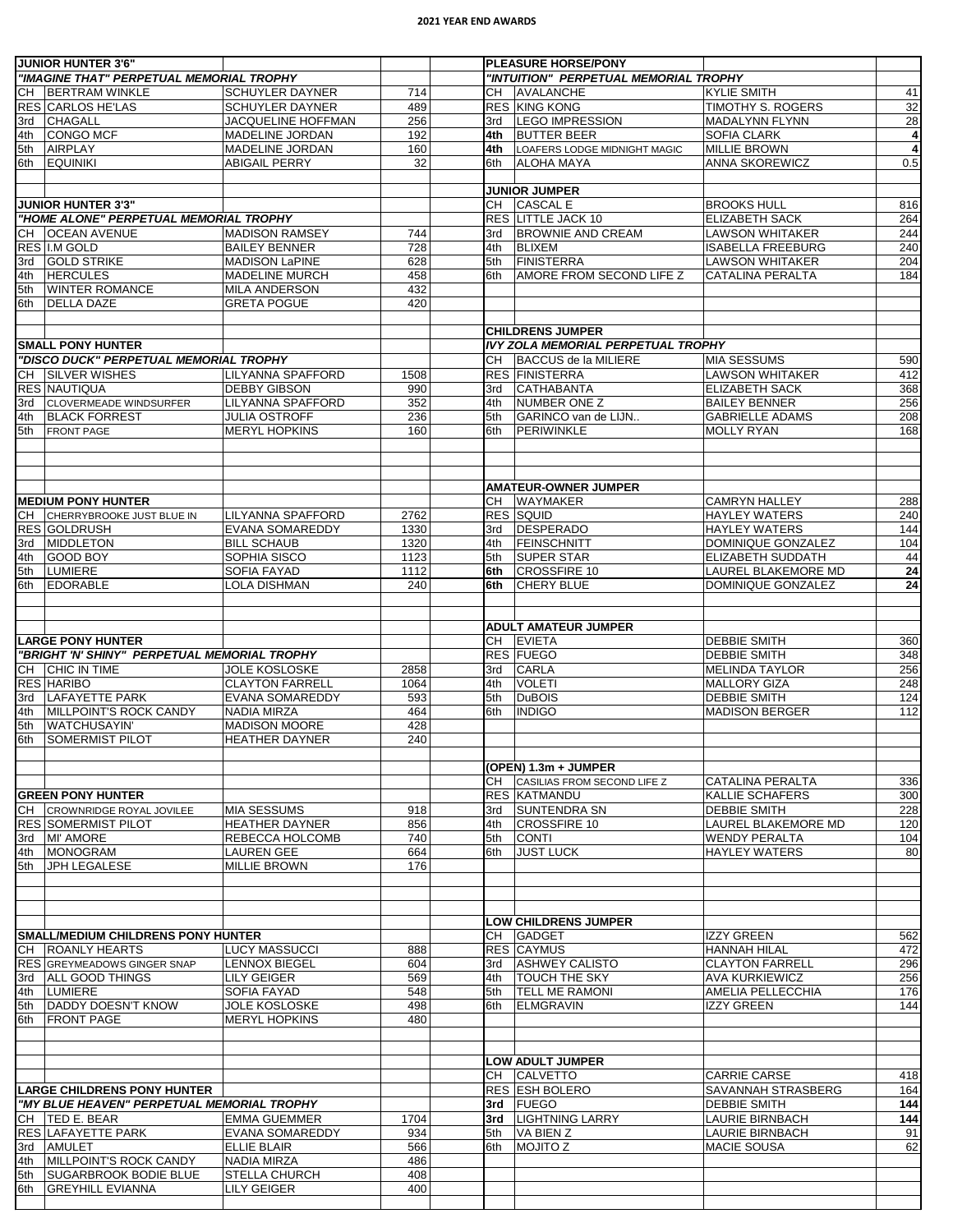# 2021 YEAR END AWARDS

## JUNIOR HUNTER 3'6"

*"IMAGINE THAT" PERPETUAL MEMORIAL TROPHY*

| Place | Horse | Rider | Points |
|---|---|---|---|
| CH | BERTRAM WINKLE | SCHUYLER DAYNER | 714 |
| RES | CARLOS HE'LAS | SCHUYLER DAYNER | 489 |
| 3rd | CHAGALL | JACQUELINE HOFFMAN | 256 |
| 4th | CONGO MCF | MADELINE JORDAN | 192 |
| 5th | AIRPLAY | MADELINE JORDAN | 160 |
| 6th | EQUINIKI | ABIGAIL PERRY | 32 |

## JUNIOR HUNTER 3'3"

*"HOME ALONE" PERPETUAL MEMORIAL TROPHY*

| Place | Horse | Rider | Points |
|---|---|---|---|
| CH | OCEAN AVENUE | MADISON RAMSEY | 744 |
| RES | I.M GOLD | BAILEY BENNER | 728 |
| 3rd | GOLD STRIKE | MADISON LaPINE | 628 |
| 4th | HERCULES | MADELINE MURCH | 458 |
| 5th | WINTER ROMANCE | MILA ANDERSON | 432 |
| 6th | DELLA DAZE | GRETA POGUE | 420 |

## SMALL PONY HUNTER

*"DISCO DUCK" PERPETUAL MEMORIAL TROPHY*

| Place | Horse | Rider | Points |
|---|---|---|---|
| CH | SILVER WISHES | LILYANNA SPAFFORD | 1508 |
| RES | NAUTIQUA | DEBBY GIBSON | 990 |
| 3rd | CLOVERMEADE WINDSURFER | LILYANNA SPAFFORD | 352 |
| 4th | BLACK FORREST | JULIA OSTROFF | 236 |
| 5th | FRONT PAGE | MERYL HOPKINS | 160 |

## MEDIUM PONY HUNTER

| Place | Horse | Rider | Points |
|---|---|---|---|
| CH | CHERRYBROOKE JUST BLUE IN | LILYANNA SPAFFORD | 2762 |
| RES | GOLDRUSH | EVANA SOMAREDDY | 1330 |
| 3rd | MIDDLETON | BILL SCHAUB | 1320 |
| 4th | GOOD BOY | SOPHIA SISCO | 1123 |
| 5th | LUMIERE | SOFIA FAYAD | 1112 |
| 6th | EDORABLE | LOLA DISHMAN | 240 |

## LARGE PONY HUNTER

*"BRIGHT 'N' SHINY" PERPETUAL MEMORIAL TROPHY*

| Place | Horse | Rider | Points |
|---|---|---|---|
| CH | CHIC IN TIME | JOLE KOSLOSKE | 2858 |
| RES | HARIBO | CLAYTON FARRELL | 1064 |
| 3rd | LAFAYETTE PARK | EVANA SOMAREDDY | 593 |
| 4th | MILLPOINT'S ROCK CANDY | NADIA MIRZA | 464 |
| 5th | WATCHUSAYIN' | MADISON MOORE | 428 |
| 6th | SOMERMIST PILOT | HEATHER DAYNER | 240 |

## GREEN PONY HUNTER

| Place | Horse | Rider | Points |
|---|---|---|---|
| CH | CROWNRIDGE ROYAL JOVILEE | MIA SESSUMS | 918 |
| RES | SOMERMIST PILOT | HEATHER DAYNER | 856 |
| 3rd | MI' AMORE | REBECCA HOLCOMB | 740 |
| 4th | MONOGRAM | LAUREN GEE | 664 |
| 5th | JPH LEGALESE | MILLIE BROWN | 176 |

## SMALL/MEDIUM CHILDRENS PONY HUNTER

| Place | Horse | Rider | Points |
|---|---|---|---|
| CH | ROANLY HEARTS | LUCY MASSUCCI | 888 |
| RES | GREYMEADOWS GINGER SNAP | LENNOX BIEGEL | 604 |
| 3rd | ALL GOOD THINGS | LILY GEIGER | 569 |
| 4th | LUMIERE | SOFIA FAYAD | 548 |
| 5th | DADDY DOESN'T KNOW | JOLE KOSLOSKE | 498 |
| 6th | FRONT PAGE | MERYL HOPKINS | 480 |

## LARGE CHILDRENS PONY HUNTER

*"MY BLUE HEAVEN" PERPETUAL MEMORIAL TROPHY*

| Place | Horse | Rider | Points |
|---|---|---|---|
| CH | TED E. BEAR | EMMA GUEMMER | 1704 |
| RES | LAFAYETTE PARK | EVANA SOMAREDDY | 934 |
| 3rd | AMULET | ELLIE BLAIR | 566 |
| 4th | MILLPOINT'S ROCK CANDY | NADIA MIRZA | 486 |
| 5th | SUGARBROOK BODIE BLUE | STELLA CHURCH | 408 |
| 6th | GREYHILL EVIANNA | LILY GEIGER | 400 |

## PLEASURE HORSE/PONY

*"INTUITION" PERPETUAL MEMORIAL TROPHY*

| Place | Horse | Rider | Points |
|---|---|---|---|
| CH | AVALANCHE | KYLIE SMITH | 41 |
| RES | KING KONG | TIMOTHY S. ROGERS | 32 |
| 3rd | LEGO IMPRESSION | MADALYNN FLYNN | 28 |
| **4th** | BUTTER BEER | SOFIA CLARK | **4** |
| **4th** | LOAFERS LODGE MIDNIGHT MAGIC | MILLIE BROWN | **4** |
| 6th | ALOHA MAYA | ANNA SKOREWICZ | 0.5 |

## JUNIOR JUMPER

| Place | Horse | Rider | Points |
|---|---|---|---|
| CH | CASCAL E | BROOKS HULL | 816 |
| RES | LITTLE JACK 10 | ELIZABETH SACK | 264 |
| 3rd | BROWNIE AND CREAM | LAWSON WHITAKER | 244 |
| 4th | BLIXEM | ISABELLA FREEBURG | 240 |
| 5th | FINISTERRA | LAWSON WHITAKER | 204 |
| 6th | AMORE FROM SECOND LIFE Z | CATALINA PERALTA | 184 |

## CHILDRENS JUMPER

*IVY ZOLA MEMORIAL PERPETUAL TROPHY*

| Place | Horse | Rider | Points |
|---|---|---|---|
| CH | BACCUS de la MILIERE | MIA SESSUMS | 590 |
| RES | FINISTERRA | LAWSON WHITAKER | 412 |
| 3rd | CATHABANTA | ELIZABETH SACK | 368 |
| 4th | NUMBER ONE Z | BAILEY BENNER | 256 |
| 5th | GARINCO van de LIJN.. | GABRIELLE ADAMS | 208 |
| 6th | PERIWINKLE | MOLLY RYAN | 168 |

## AMATEUR-OWNER JUMPER

| Place | Horse | Rider | Points |
|---|---|---|---|
| CH | WAYMAKER | CAMRYN HALLEY | 288 |
| RES | SQUID | HAYLEY WATERS | 240 |
| 3rd | DESPERADO | HAYLEY WATERS | 144 |
| 4th | FEINSCHNITT | DOMINIQUE GONZALEZ | 104 |
| 5th | SUPER STAR | ELIZABETH SUDDATH | 44 |
| **6th** | CROSSFIRE 10 | LAUREL BLAKEMORE MD | **24** |
| **6th** | CHERY BLUE | DOMINIQUE GONZALEZ | **24** |

## ADULT AMATEUR JUMPER

| Place | Horse | Rider | Points |
|---|---|---|---|
| CH | EVIETA | DEBBIE SMITH | 360 |
| RES | FUEGO | DEBBIE SMITH | 348 |
| 3rd | CARLA | MELINDA TAYLOR | 256 |
| 4th | VOLETI | MALLORY GIZA | 248 |
| 5th | DuBOIS | DEBBIE SMITH | 124 |
| 6th | INDIGO | MADISON BERGER | 112 |

## (OPEN) 1.3m + JUMPER

| Place | Horse | Rider | Points |
|---|---|---|---|
| CH | CASILIAS FROM SECOND LIFE Z | CATALINA PERALTA | 336 |
| RES | KATMANDU | KALLIE SCHAFERS | 300 |
| 3rd | SUNTENDRA SN | DEBBIE SMITH | 228 |
| 4th | CROSSFIRE 10 | LAUREL BLAKEMORE MD | 120 |
| 5th | CONTI | WENDY PERALTA | 104 |
| 6th | JUST LUCK | HAYLEY WATERS | 80 |

## LOW CHILDRENS JUMPER

| Place | Horse | Rider | Points |
|---|---|---|---|
| CH | GADGET | IZZY GREEN | 562 |
| RES | CAYMUS | HANNAH HILAL | 472 |
| 3rd | ASHWEY CALISTO | CLAYTON FARRELL | 296 |
| 4th | TOUCH THE SKY | AVA KURKIEWICZ | 256 |
| 5th | TELL ME RAMONI | AMELIA PELLECCHIA | 176 |
| 6th | ELMGRAVIN | IZZY GREEN | 144 |

## LOW ADULT JUMPER

| Place | Horse | Rider | Points |
|---|---|---|---|
| CH | CALVETTO | CARRIE CARSE | 418 |
| RES | ESH BOLERO | SAVANNAH STRASBERG | 164 |
| **3rd** | FUEGO | DEBBIE SMITH | **144** |
| **3rd** | LIGHTNING LARRY | LAURIE BIRNBACH | **144** |
| 5th | VA BIEN Z | LAURIE BIRNBACH | 91 |
| 6th | MOJITO Z | MACIE SOUSA | 62 |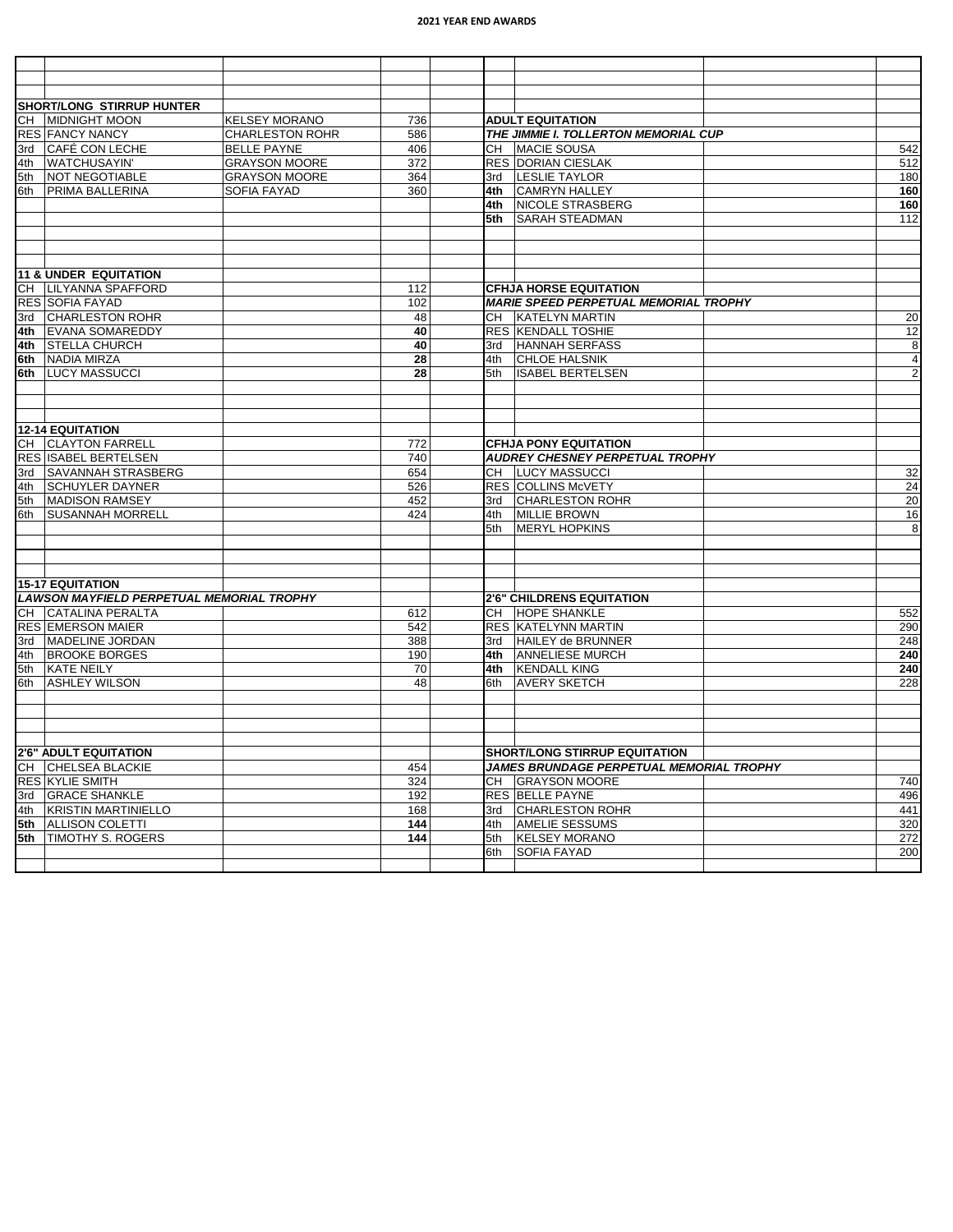# 2021 YEAR END AWARDS

### SHORT/LONG STIRRUP HUNTER

| Place | Name | Rider | Points |
|---|---|---|---|
| CH | MIDNIGHT MOON | KELSEY MORANO | 736 |
| RES | FANCY NANCY | CHARLESTON ROHR | 586 |
| 3rd | CAFÉ CON LECHE | BELLE PAYNE | 406 |
| 4th | WATCHUSAYIN' | GRAYSON MOORE | 372 |
| 5th | NOT NEGOTIABLE | GRAYSON MOORE | 364 |
| 6th | PRIMA BALLERINA | SOFIA FAYAD | 360 |

### 11 & UNDER EQUITATION

| Place | Name | Points |
|---|---|---|
| CH | LILYANNA SPAFFORD | 112 |
| RES | SOFIA FAYAD | 102 |
| 3rd | CHARLESTON ROHR | 48 |
| **4th** | EVANA SOMAREDDY | **40** |
| **4th** | STELLA CHURCH | **40** |
| **6th** | NADIA MIRZA | **28** |
| **6th** | LUCY MASSUCCI | **28** |

### 12-14 EQUITATION

| Place | Name | Points |
|---|---|---|
| CH | CLAYTON FARRELL | 772 |
| RES | ISABEL BERTELSEN | 740 |
| 3rd | SAVANNAH STRASBERG | 654 |
| 4th | SCHUYLER DAYNER | 526 |
| 5th | MADISON RAMSEY | 452 |
| 6th | SUSANNAH MORRELL | 424 |

### 15-17 EQUITATION
***LAWSON MAYFIELD PERPETUAL MEMORIAL TROPHY***

| Place | Name | Points |
|---|---|---|
| CH | CATALINA PERALTA | 612 |
| RES | EMERSON MAIER | 542 |
| 3rd | MADELINE JORDAN | 388 |
| 4th | BROOKE BORGES | 190 |
| 5th | KATE NEILY | 70 |
| 6th | ASHLEY WILSON | 48 |

### 2'6" ADULT EQUITATION

| Place | Name | Points |
|---|---|---|
| CH | CHELSEA BLACKIE | 454 |
| RES | KYLIE SMITH | 324 |
| 3rd | GRACE SHANKLE | 192 |
| 4th | KRISTIN MARTINIELLO | 168 |
| **5th** | ALLISON COLETTI | **144** |
| **5th** | TIMOTHY S. ROGERS | **144** |

### ADULT EQUITATION
***THE JIMMIE I. TOLLERTON MEMORIAL CUP***

| Place | Name | Points |
|---|---|---|
| CH | MACIE SOUSA | 542 |
| RES | DORIAN CIESLAK | 512 |
| 3rd | LESLIE TAYLOR | 180 |
| **4th** | CAMRYN HALLEY | **160** |
| **4th** | NICOLE STRASBERG | **160** |
| **5th** | SARAH STEADMAN | 112 |

### CFHJA HORSE EQUITATION
***MARIE SPEED PERPETUAL MEMORIAL TROPHY***

| Place | Name | Points |
|---|---|---|
| CH | KATELYN MARTIN | 20 |
| RES | KENDALL TOSHIE | 12 |
| 3rd | HANNAH SERFASS | 8 |
| 4th | CHLOE HALSNIK | 4 |
| 5th | ISABEL BERTELSEN | 2 |

### CFHJA PONY EQUITATION
***AUDREY CHESNEY PERPETUAL TROPHY***

| Place | Name | Points |
|---|---|---|
| CH | LUCY MASSUCCI | 32 |
| RES | COLLINS McVETY | 24 |
| 3rd | CHARLESTON ROHR | 20 |
| 4th | MILLIE BROWN | 16 |
| 5th | MERYL HOPKINS | 8 |

### 2'6" CHILDRENS EQUITATION

| Place | Name | Points |
|---|---|---|
| CH | HOPE SHANKLE | 552 |
| RES | KATELYNN MARTIN | 290 |
| 3rd | HAILEY de BRUNNER | 248 |
| **4th** | ANNELIESE MURCH | **240** |
| **4th** | KENDALL KING | **240** |
| 6th | AVERY SKETCH | 228 |

### SHORT/LONG STIRRUP EQUITATION
***JAMES BRUNDAGE PERPETUAL MEMORIAL TROPHY***

| Place | Name | Points |
|---|---|---|
| CH | GRAYSON MOORE | 740 |
| RES | BELLE PAYNE | 496 |
| 3rd | CHARLESTON ROHR | 441 |
| 4th | AMELIE SESSUMS | 320 |
| 5th | KELSEY MORANO | 272 |
| 6th | SOFIA FAYAD | 200 |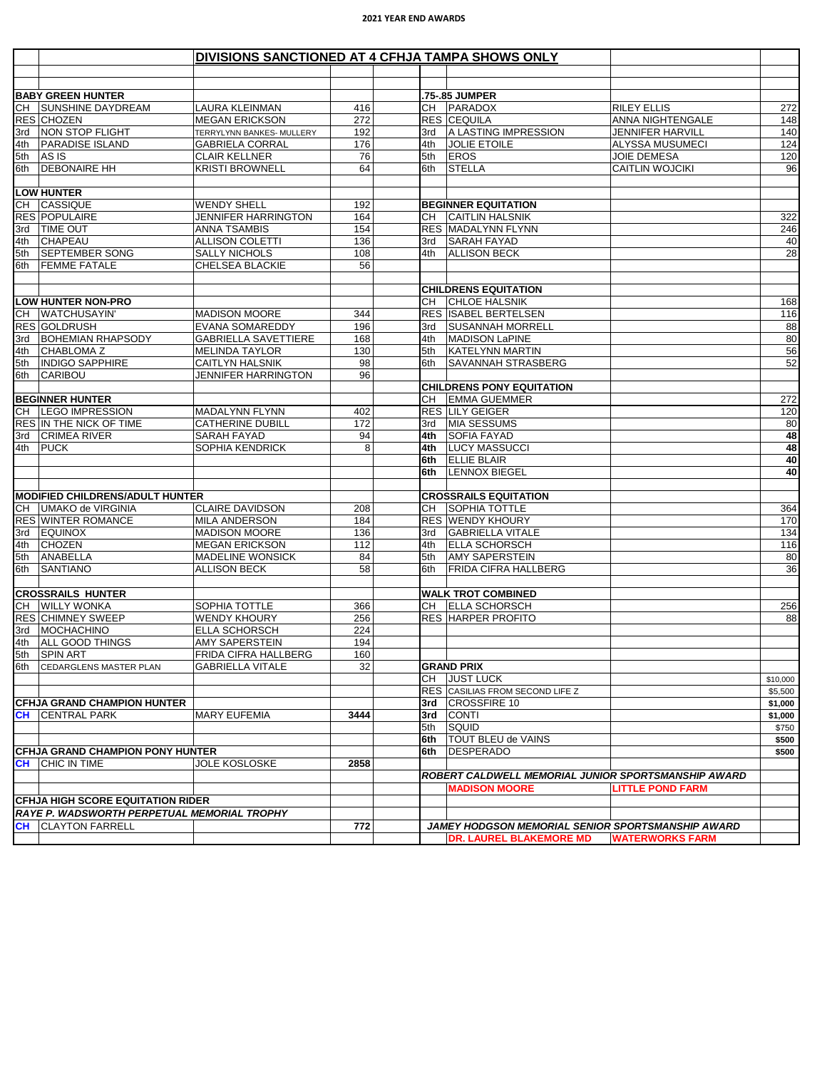**2021 YEAR END AWARDS**

| | | | | | | | | |
|---|---|---|---|---|---|---|---|---|
| | | **DIVISIONS SANCTIONED AT 4 CFHJA TAMPA SHOWS ONLY** | | | | | | |
| | **BABY GREEN HUNTER** | | | | **.75-.85 JUMPER** | | | |
| CH | SUNSHINE DAYDREAM | LAURA KLEINMAN | 416 | | CH | PARADOX | RILEY ELLIS | 272 |
| RES | CHOZEN | MEGAN ERICKSON | 272 | | RES | CEQUILA | ANNA NIGHTENGALE | 148 |
| 3rd | NON STOP FLIGHT | TERRYLYNN BANKES- MULLERY | 192 | | 3rd | A LASTING IMPRESSION | JENNIFER HARVILL | 140 |
| 4th | PARADISE ISLAND | GABRIELA CORRAL | 176 | | 4th | JOLIE ETOILE | ALYSSA MUSUMECI | 124 |
| 5th | AS IS | CLAIR KELLNER | 76 | | 5th | EROS | JOIE DEMESA | 120 |
| 6th | DEBONAIRE HH | KRISTI BROWNELL | 64 | | 6th | STELLA | CAITLIN WOJCIKI | 96 |
| | **LOW HUNTER** | | | | | | | |
| CH | CASSIQUE | WENDY SHELL | 192 | | **BEGINNER EQUITATION** | | | |
| RES | POPULAIRE | JENNIFER HARRINGTON | 164 | | CH | CAITLIN HALSNIK | | 322 |
| 3rd | TIME OUT | ANNA TSAMBIS | 154 | | RES | MADALYNN FLYNN | | 246 |
| 4th | CHAPEAU | ALLISON COLETTI | 136 | | 3rd | SARAH FAYAD | | 40 |
| 5th | SEPTEMBER SONG | SALLY NICHOLS | 108 | | 4th | ALLISON BECK | | 28 |
| 6th | FEMME FATALE | CHELSEA BLACKIE | 56 | | | | | |
| | | | | | **CHILDRENS EQUITATION** | | | |
| | **LOW HUNTER NON-PRO** | | | | CH | CHLOE HALSNIK | | 168 |
| CH | WATCHUSAYIN' | MADISON MOORE | 344 | | RES | ISABEL BERTELSEN | | 116 |
| RES | GOLDRUSH | EVANA SOMAREDDY | 196 | | 3rd | SUSANNAH MORRELL | | 88 |
| 3rd | BOHEMIAN RHAPSODY | GABRIELLA SAVETTIERE | 168 | | 4th | MADISON LaPINE | | 80 |
| 4th | CHABLOMA Z | MELINDA TAYLOR | 130 | | 5th | KATELYNN MARTIN | | 56 |
| 5th | INDIGO SAPPHIRE | CAITLYN HALSNIK | 98 | | 6th | SAVANNAH STRASBERG | | 52 |
| 6th | CARIBOU | JENNIFER HARRINGTON | 96 | | | | | |
| | | | | | **CHILDRENS PONY EQUITATION** | | | |
| | **BEGINNER HUNTER** | | | | CH | EMMA GUEMMER | | 272 |
| CH | LEGO IMPRESSION | MADALYNN FLYNN | 402 | | RES | LILY GEIGER | | 120 |
| RES | IN THE NICK OF TIME | CATHERINE DUBILL | 172 | | 3rd | MIA SESSUMS | | 80 |
| 3rd | CRIMEA RIVER | SARAH FAYAD | 94 | | **4th** | SOFIA FAYAD | | **48** |
| 4th | PUCK | SOPHIA KENDRICK | 8 | | **4th** | LUCY MASSUCCI | | **48** |
| | | | | | **6th** | ELLIE BLAIR | | **40** |
| | | | | | **6th** | LENNOX BIEGEL | | **40** |
| | **MODIFIED CHILDRENS/ADULT HUNTER** | | | | **CROSSRAILS EQUITATION** | | | |
| CH | UMAKO de VIRGINIA | CLAIRE DAVIDSON | 208 | | CH | SOPHIA TOTTLE | | 364 |
| RES | WINTER ROMANCE | MILA ANDERSON | 184 | | RES | WENDY KHOURY | | 170 |
| 3rd | EQUINOX | MADISON MOORE | 136 | | 3rd | GABRIELLA VITALE | | 134 |
| 4th | CHOZEN | MEGAN ERICKSON | 112 | | 4th | ELLA SCHORSCH | | 116 |
| 5th | ANABELLA | MADELINE WONSICK | 84 | | 5th | AMY SAPERSTEIN | | 80 |
| 6th | SANTIANO | ALLISON BECK | 58 | | 6th | FRIDA CIFRA HALLBERG | | 36 |
| | **CROSSRAILS HUNTER** | | | | **WALK TROT COMBINED** | | | |
| CH | WILLY WONKA | SOPHIA TOTTLE | 366 | | CH | ELLA SCHORSCH | | 256 |
| RES | CHIMNEY SWEEP | WENDY KHOURY | 256 | | RES | HARPER PROFITO | | 88 |
| 3rd | MOCHACHINO | ELLA SCHORSCH | 224 | | | | | |
| 4th | ALL GOOD THINGS | AMY SAPERSTEIN | 194 | | | | | |
| 5th | SPIN ART | FRIDA CIFRA HALLBERG | 160 | | | | | |
| 6th | CEDARGLENS MASTER PLAN | GABRIELLA VITALE | 32 | | **GRAND PRIX** | | | |
| | | | | | CH | JUST LUCK | | $10,000 |
| | | | | | RES | CASILIAS FROM SECOND LIFE Z | | $5,500 |
| | **CFHJA GRAND CHAMPION HUNTER** | | | | **3rd** | CROSSFIRE 10 | | **$1,000** |
| **CH** | CENTRAL PARK | MARY EUFEMIA | **3444** | | **3rd** | CONTI | | **$1,000** |
| | | | | | **5th** | SQUID | | $750 |
| | | | | | **6th** | TOUT BLEU de VAINS | | **$500** |
| | **CFHJA GRAND CHAMPION PONY HUNTER** | | | | **6th** | DESPERADO | | **$500** |
| **CH** | CHIC IN TIME | JOLE KOSLOSKE | **2858** | | | | | |
| | | | | | ***ROBERT CALDWELL MEMORIAL JUNIOR SPORTSMANSHIP AWARD*** | | | |
| | | | | | | **MADISON MOORE** | **LITTLE POND FARM** | |
| | **CFHJA HIGH SCORE EQUITATION RIDER** | | | | | | | |
| | ***RAYE P. WADSWORTH PERPETUAL MEMORIAL TROPHY*** | | | | | | | |
| **CH** | CLAYTON FARRELL | | **772** | | ***JAMEY HODGSON MEMORIAL SENIOR SPORTSMANSHIP AWARD*** | | | |
| | | | | | | **DR. LAUREL BLAKEMORE MD** | **WATERWORKS FARM** | |